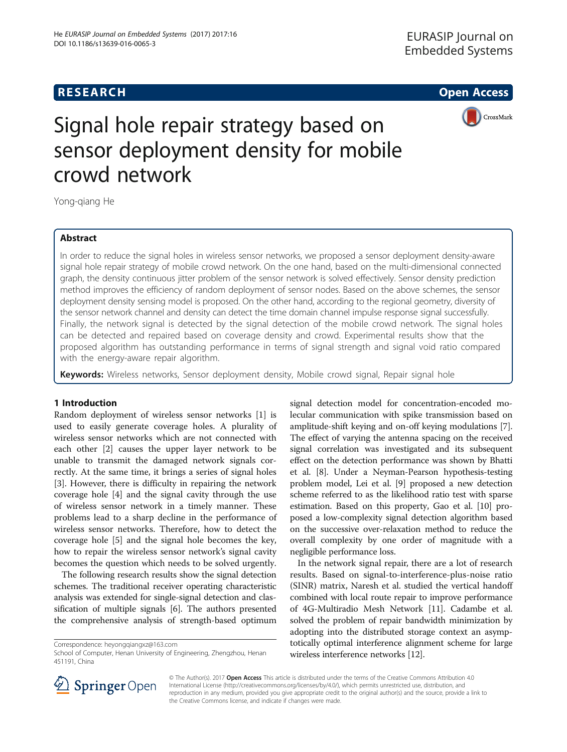**RESEARCH** **Open Access**

# Signal hole repair strategy based on sensor deployment density for mobile crowd network

Yong-qiang He

## Abstract

In order to reduce the signal holes in wireless sensor networks, we proposed a sensor deployment density-aware signal hole repair strategy of mobile crowd network. On the one hand, based on the multi-dimensional connected graph, the density continuous jitter problem of the sensor network is solved effectively. Sensor density prediction method improves the efficiency of random deployment of sensor nodes. Based on the above schemes, the sensor deployment density sensing model is proposed. On the other hand, according to the regional geometry, diversity of the sensor network channel and density can detect the time domain channel impulse response signal successfully. Finally, the network signal is detected by the signal detection of the mobile crowd network. The signal holes can be detected and repaired based on coverage density and crowd. Experimental results show that the proposed algorithm has outstanding performance in terms of signal strength and signal void ratio compared with the energy-aware repair algorithm.

**Keywords:** Wireless networks, Sensor deployment density, Mobile crowd signal, Repair signal hole

## 1 Introduction

Random deployment of wireless sensor networks [1] is used to easily generate coverage holes. A plurality of wireless sensor networks which are not connected with each other [2] causes the upper layer network to be unable to transmit the damaged network signals correctly. At the same time, it brings a series of signal holes [3]. However, there is difficulty in repairing the network coverage hole [4] and the signal cavity through the use of wireless sensor network in a timely manner. These problems lead to a sharp decline in the performance of wireless sensor networks. Therefore, how to detect the coverage hole [5] and the signal hole becomes the key, how to repair the wireless sensor network's signal cavity becomes the question which needs to be solved urgently.

The following research results show the signal detection schemes. The traditional receiver operating characteristic analysis was extended for single-signal detection and classification of multiple signals [6]. The authors presented the comprehensive analysis of strength-based optimum signal detection model for concentration-encoded molecular communication with spike transmission based on amplitude-shift keying and on-off keying modulations [7]. The effect of varying the antenna spacing on the received signal correlation was investigated and its subsequent effect on the detection performance was shown by Bhatti et al. [8]. Under a Neyman-Pearson hypothesis-testing problem model, Lei et al. [9] proposed a new detection scheme referred to as the likelihood ratio test with sparse estimation. Based on this property, Gao et al. [10] proposed a low-complexity signal detection algorithm based on the successive over-relaxation method to reduce the overall complexity by one order of magnitude with a negligible performance loss.

In the network signal repair, there are a lot of research results. Based on signal-to-interference-plus-noise ratio (SINR) matrix, Naresh et al. studied the vertical handoff combined with local route repair to improve performance of 4G-Multiradio Mesh Network [11]. Cadambe et al. solved the problem of repair bandwidth minimization by adopting into the distributed storage context an asymptotically optimal interference alignment scheme for large wireless interference networks [12].

Correspondence: heyongqiangxz@163.com
School of Computer, Henan University of Engineering, Zhengzhou, Henan 451191, China

© The Author(s). 2017 **Open Access** This article is distributed under the terms of the Creative Commons Attribution 4.0 International License (http://creativecommons.org/licenses/by/4.0/), which permits unrestricted use, distribution, and reproduction in any medium, provided you give appropriate credit to the original author(s) and the source, provide a link to the Creative Commons license, and indicate if changes were made.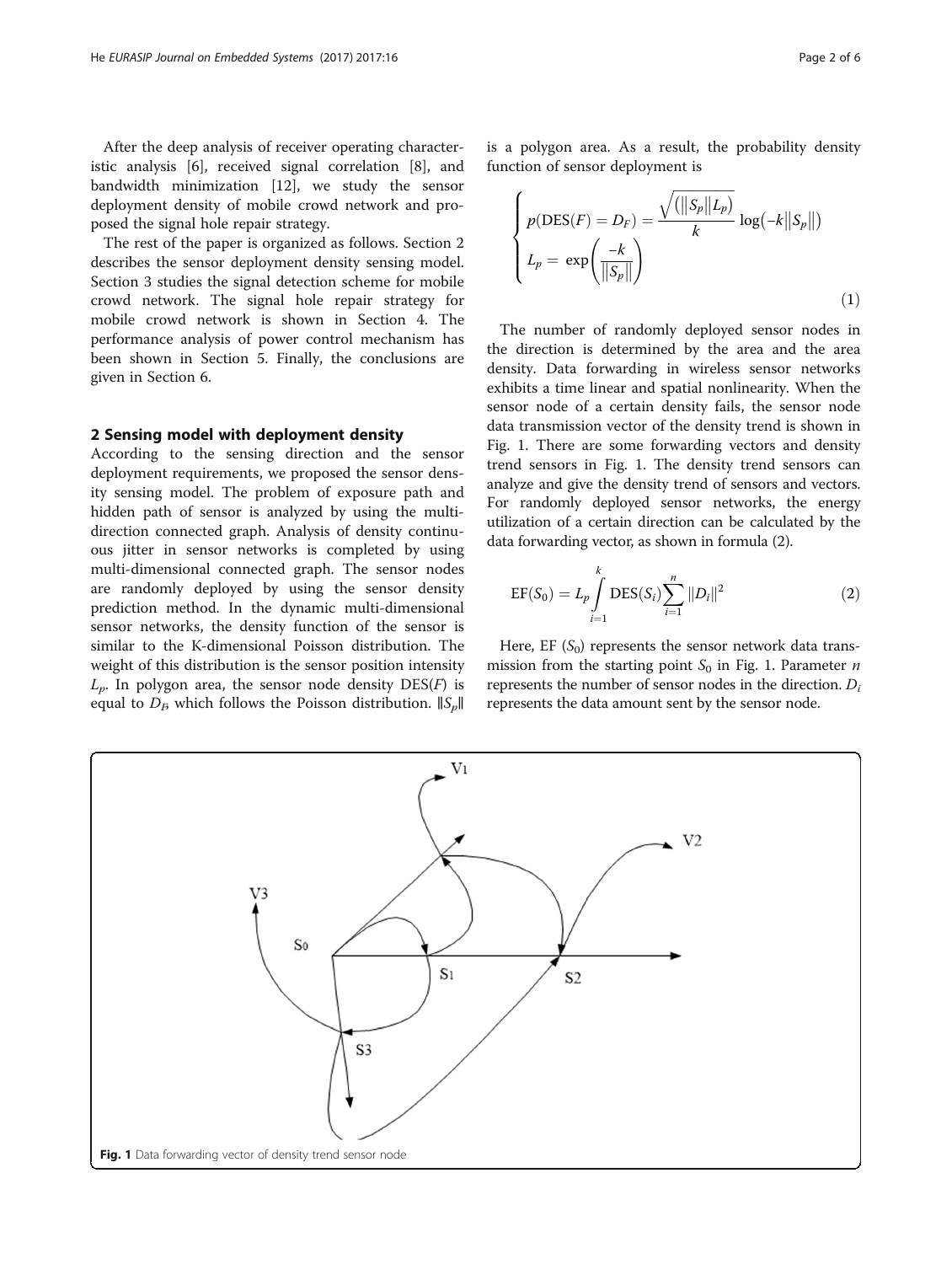After the deep analysis of receiver operating characteristic analysis [6], received signal correlation [8], and bandwidth minimization [12], we study the sensor deployment density of mobile crowd network and proposed the signal hole repair strategy.

The rest of the paper is organized as follows. Section 2 describes the sensor deployment density sensing model. Section 3 studies the signal detection scheme for mobile crowd network. The signal hole repair strategy for mobile crowd network is shown in Section 4. The performance analysis of power control mechanism has been shown in Section 5. Finally, the conclusions are given in Section 6.

## 2 Sensing model with deployment density

According to the sensing direction and the sensor deployment requirements, we proposed the sensor density sensing model. The problem of exposure path and hidden path of sensor is analyzed by using the multi-direction connected graph. Analysis of density continuous jitter in sensor networks is completed by using multi-dimensional connected graph. The sensor nodes are randomly deployed by using the sensor density prediction method. In the dynamic multi-dimensional sensor networks, the density function of the sensor is similar to the K-dimensional Poisson distribution. The weight of this distribution is the sensor position intensity $L_p$. In polygon area, the sensor node density $\mathrm{DES}(F)$ is equal to $D_F$, which follows the Poisson distribution. $\|S_p\|$ is a polygon area. As a result, the probability density function of sensor deployment is

$$
\begin{cases}
p(\mathrm{DES}(F) = D_F) = \dfrac{\sqrt{(\|S_p\| L_p)}}{k} \log\left(-k\|S_p\|\right) \\
L_p = \exp\left(\dfrac{-k}{\|S_p\|}\right)
\end{cases}
\tag{1}
$$

The number of randomly deployed sensor nodes in the direction is determined by the area and the area density. Data forwarding in wireless sensor networks exhibits a time linear and spatial nonlinearity. When the sensor node of a certain density fails, the sensor node data transmission vector of the density trend is shown in Fig. 1. There are some forwarding vectors and density trend sensors in Fig. 1. The density trend sensors can analyze and give the density trend of sensors and vectors. For randomly deployed sensor networks, the energy utilization of a certain direction can be calculated by the data forwarding vector, as shown in formula (2).

$$
\mathrm{EF}(S_0) = L_p \int_{i=1}^{k} \mathrm{DES}(S_i) \sum_{i=1}^{n} \|D_i\|^2 \tag{2}
$$

Here, EF $(S_0)$ represents the sensor network data transmission from the starting point $S_0$ in Fig. 1. Parameter $n$ represents the number of sensor nodes in the direction. $D_i$ represents the data amount sent by the sensor node.

Fig. 1 Data forwarding vector of density trend sensor node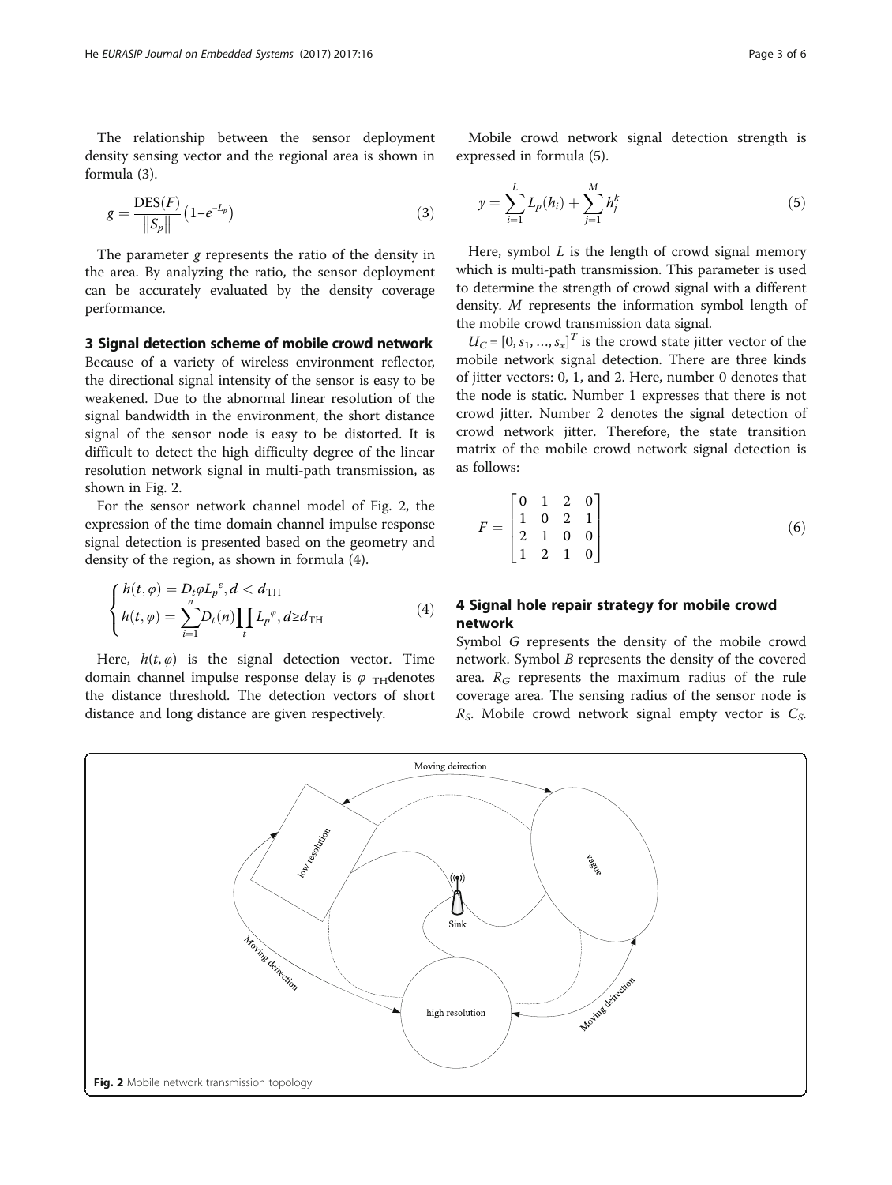The relationship between the sensor deployment density sensing vector and the regional area is shown in formula (3).

$$g = \frac{\mathrm{DES}(F)}{\|S_p\|}\left(1 - e^{-L_p}\right) \tag{3}$$

The parameter $g$ represents the ratio of the density in the area. By analyzing the ratio, the sensor deployment can be accurately evaluated by the density coverage performance.

## 3 Signal detection scheme of mobile crowd network

Because of a variety of wireless environment reflector, the directional signal intensity of the sensor is easy to be weakened. Due to the abnormal linear resolution of the signal bandwidth in the environment, the short distance signal of the sensor node is easy to be distorted. It is difficult to detect the high difficulty degree of the linear resolution network signal in multi-path transmission, as shown in Fig. 2.

For the sensor network channel model of Fig. 2, the expression of the time domain channel impulse response signal detection is presented based on the geometry and density of the region, as shown in formula (4).

$$\begin{cases} h(t,\varphi) = D_t \varphi {L_p}^{\varepsilon}, d < d_{\mathrm{TH}} \\ h(t,\varphi) = \sum\limits_{i=1}^{n} D_t(n) \prod\limits_{t} {L_p}^{\varphi}, d \geq d_{\mathrm{TH}} \end{cases} \tag{4}$$

Here, $h(t,\varphi)$ is the signal detection vector. Time domain channel impulse response delay is $\varphi$ $_{\mathrm{TH}}$denotes the distance threshold. The detection vectors of short distance and long distance are given respectively.

Fig. 2 Mobile network transmission topology

Mobile crowd network signal detection strength is expressed in formula (5).

$$y = \sum_{i=1}^{L} L_p(h_i) + \sum_{j=1}^{M} h_j^k \tag{5}$$

Here, symbol $L$ is the length of crowd signal memory which is multi-path transmission. This parameter is used to determine the strength of crowd signal with a different density. $M$ represents the information symbol length of the mobile crowd transmission data signal.

$U_C = [0, s_1, \ldots, s_x]^T$ is the crowd state jitter vector of the mobile network signal detection. There are three kinds of jitter vectors: 0, 1, and 2. Here, number 0 denotes that the node is static. Number 1 expresses that there is not crowd jitter. Number 2 denotes the signal detection of crowd network jitter. Therefore, the state transition matrix of the mobile crowd network signal detection is as follows:

$$F = \begin{bmatrix} 0 & 1 & 2 & 0 \\ 1 & 0 & 2 & 1 \\ 2 & 1 & 0 & 0 \\ 1 & 2 & 1 & 0 \end{bmatrix} \tag{6}$$

## 4 Signal hole repair strategy for mobile crowd network

Symbol $G$ represents the density of the mobile crowd network. Symbol $B$ represents the density of the covered area. $R_G$ represents the maximum radius of the rule coverage area. The sensing radius of the sensor node is $R_S$. Mobile crowd network signal empty vector is $C_S$.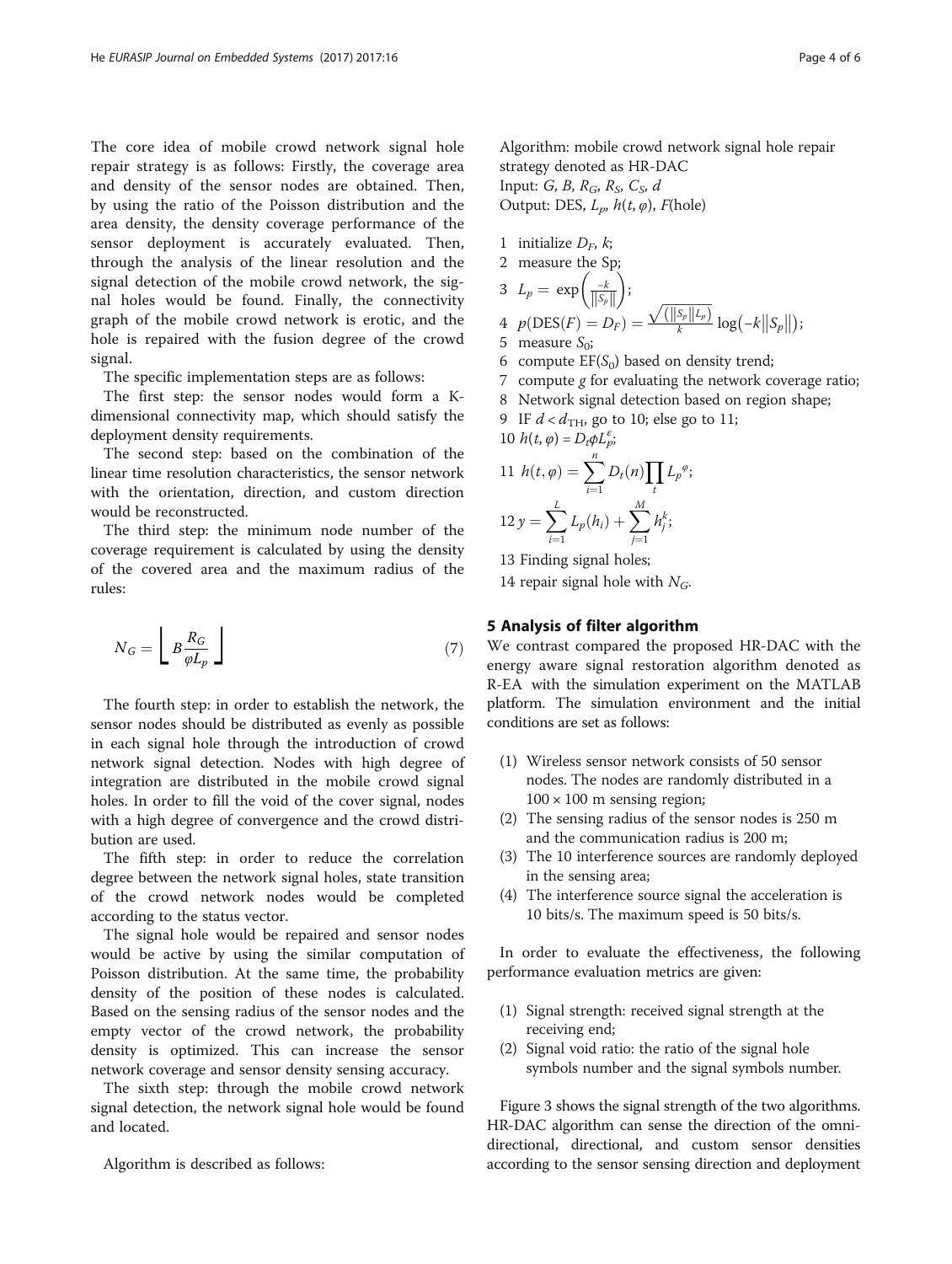The core idea of mobile crowd network signal hole repair strategy is as follows: Firstly, the coverage area and density of the sensor nodes are obtained. Then, by using the ratio of the Poisson distribution and the area density, the density coverage performance of the sensor deployment is accurately evaluated. Then, through the analysis of the linear resolution and the signal detection of the mobile crowd network, the signal holes would be found. Finally, the connectivity graph of the mobile crowd network is erotic, and the hole is repaired with the fusion degree of the crowd signal.

The specific implementation steps are as follows:

The first step: the sensor nodes would form a K-dimensional connectivity map, which should satisfy the deployment density requirements.

The second step: based on the combination of the linear time resolution characteristics, the sensor network with the orientation, direction, and custom direction would be reconstructed.

The third step: the minimum node number of the coverage requirement is calculated by using the density of the covered area and the maximum radius of the rules:

$$N_G = \left\lfloor B\frac{R_G}{\varphi L_p} \right\rfloor \tag{7}$$

The fourth step: in order to establish the network, the sensor nodes should be distributed as evenly as possible in each signal hole through the introduction of crowd network signal detection. Nodes with high degree of integration are distributed in the mobile crowd signal holes. In order to fill the void of the cover signal, nodes with a high degree of convergence and the crowd distribution are used.

The fifth step: in order to reduce the correlation degree between the network signal holes, state transition of the crowd network nodes would be completed according to the status vector.

The signal hole would be repaired and sensor nodes would be active by using the similar computation of Poisson distribution. At the same time, the probability density of the position of these nodes is calculated. Based on the sensing radius of the sensor nodes and the empty vector of the crowd network, the probability density is optimized. This can increase the sensor network coverage and sensor density sensing accuracy.

The sixth step: through the mobile crowd network signal detection, the network signal hole would be found and located.

Algorithm is described as follows:

Algorithm: mobile crowd network signal hole repair strategy denoted as HR-DAC
Input: $G$, $B$, $R_G$, $R_S$, $C_S$, $d$
Output: DES, $L_p$, $h(t, \varphi)$, $F$(hole)

1 initialize $D_F$, $k$;
2 measure the Sp;
3 $L_p = \exp\left(\frac{-k}{\|S_p\|}\right)$;
4 $p(\text{DES}(F) = D_F) = \frac{\sqrt{(\|S_p\|L_p)}}{k}\log(-k\|S_p\|)$;
5 measure $S_0$;
6 compute $\text{EF}(S_0)$ based on density trend;
7 compute $g$ for evaluating the network coverage ratio;
8 Network signal detection based on region shape;
9 IF $d < d_{\text{TH}}$, go to 10; else go to 11;
10 $h(t, \varphi) = D_t \phi L_p^{\varepsilon}$;
11 $h(t, \varphi) = \sum_{i=1}^{n} D_t(n) \prod_t L_p{}^{\varphi}$;
12 $y = \sum_{i=1}^{L} L_p(h_i) + \sum_{j=1}^{M} h_j^k$;
13 Finding signal holes;
14 repair signal hole with $N_G$.

## 5 Analysis of filter algorithm

We contrast compared the proposed HR-DAC with the energy aware signal restoration algorithm denoted as R-EA with the simulation experiment on the MATLAB platform. The simulation environment and the initial conditions are set as follows:

(1) Wireless sensor network consists of 50 sensor nodes. The nodes are randomly distributed in a $100 \times 100$ m sensing region;
(2) The sensing radius of the sensor nodes is 250 m and the communication radius is 200 m;
(3) The 10 interference sources are randomly deployed in the sensing area;
(4) The interference source signal the acceleration is 10 bits/s. The maximum speed is 50 bits/s.

In order to evaluate the effectiveness, the following performance evaluation metrics are given:

(1) Signal strength: received signal strength at the receiving end;
(2) Signal void ratio: the ratio of the signal hole symbols number and the signal symbols number.

Figure 3 shows the signal strength of the two algorithms. HR-DAC algorithm can sense the direction of the omni-directional, directional, and custom sensor densities according to the sensor sensing direction and deployment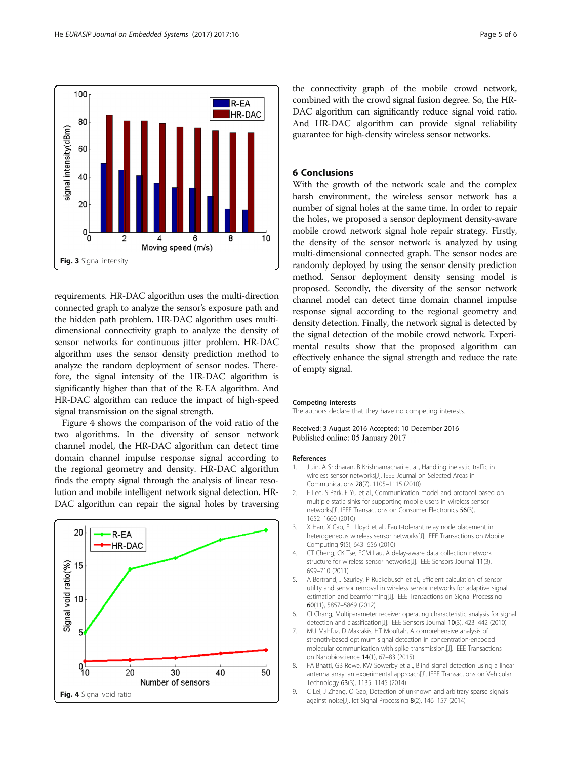requirements. HR-DAC algorithm uses the multi-direction connected graph to analyze the sensor's exposure path and the hidden path problem. HR-DAC algorithm uses multi-dimensional connectivity graph to analyze the density of sensor networks for continuous jitter problem. HR-DAC algorithm uses the sensor density prediction method to analyze the random deployment of sensor nodes. Therefore, the signal intensity of the HR-DAC algorithm is significantly higher than that of the R-EA algorithm. And HR-DAC algorithm can reduce the impact of high-speed signal transmission on the signal strength.

Fig. 3 Signal intensity

Figure 4 shows the comparison of the void ratio of the two algorithms. In the diversity of sensor network channel model, the HR-DAC algorithm can detect time domain channel impulse response signal according to the regional geometry and density. HR-DAC algorithm finds the empty signal through the analysis of linear resolution and mobile intelligent network signal detection. HR-DAC algorithm can repair the signal holes by traversing the connectivity graph of the mobile crowd network, combined with the crowd signal fusion degree. So, the HR-DAC algorithm can significantly reduce signal void ratio. And HR-DAC algorithm can provide signal reliability guarantee for high-density wireless sensor networks.

Fig. 4 Signal void ratio

## 6 Conclusions

With the growth of the network scale and the complex harsh environment, the wireless sensor network has a number of signal holes at the same time. In order to repair the holes, we proposed a sensor deployment density-aware mobile crowd network signal hole repair strategy. Firstly, the density of the sensor network is analyzed by using multi-dimensional connected graph. The sensor nodes are randomly deployed by using the sensor density prediction method. Sensor deployment density sensing model is proposed. Secondly, the diversity of the sensor network channel model can detect time domain channel impulse response signal according to the regional geometry and density detection. Finally, the network signal is detected by the signal detection of the mobile crowd network. Experimental results show that the proposed algorithm can effectively enhance the signal strength and reduce the rate of empty signal.

### Competing interests

The authors declare that they have no competing interests.

Received: 3 August 2016 Accepted: 10 December 2016
Published online: 05 January 2017

### References

1. J Jin, A Sridharan, B Krishnamachari et al., Handling inelastic traffic in wireless sensor networks[J]. IEEE Journal on Selected Areas in Communications **28**(7), 1105–1115 (2010)
2. E Lee, S Park, F Yu et al., Communication model and protocol based on multiple static sinks for supporting mobile users in wireless sensor networks[J]. IEEE Transactions on Consumer Electronics **56**(3), 1652–1660 (2010)
3. X Han, X Cao, EL Lloyd et al., Fault-tolerant relay node placement in heterogeneous wireless sensor networks[J]. IEEE Transactions on Mobile Computing **9**(5), 643–656 (2010)
4. CT Cheng, CK Tse, FCM Lau, A delay-aware data collection network structure for wireless sensor networks[J]. IEEE Sensors Journal **11**(3), 699–710 (2011)
5. A Bertrand, J Szurley, P Ruckebusch et al., Efficient calculation of sensor utility and sensor removal in wireless sensor networks for adaptive signal estimation and beamforming[J]. IEEE Transactions on Signal Processing **60**(11), 5857–5869 (2012)
6. CI Chang, Multiparameter receiver operating characteristic analysis for signal detection and classification[J]. IEEE Sensors Journal **10**(3), 423–442 (2010)
7. MU Mahfuz, D Makrakis, HT Mouftah, A comprehensive analysis of strength-based optimum signal detection in concentration-encoded molecular communication with spike transmission.[J]. IEEE Transactions on Nanobioscience **14**(1), 67–83 (2015)
8. FA Bhatti, GB Rowe, KW Sowerby et al., Blind signal detection using a linear antenna array: an experimental approach[J]. IEEE Transactions on Vehicular Technology **63**(3), 1135–1145 (2014)
9. C Lei, J Zhang, Q Gao, Detection of unknown and arbitrary sparse signals against noise[J]. Iet Signal Processing **8**(2), 146–157 (2014)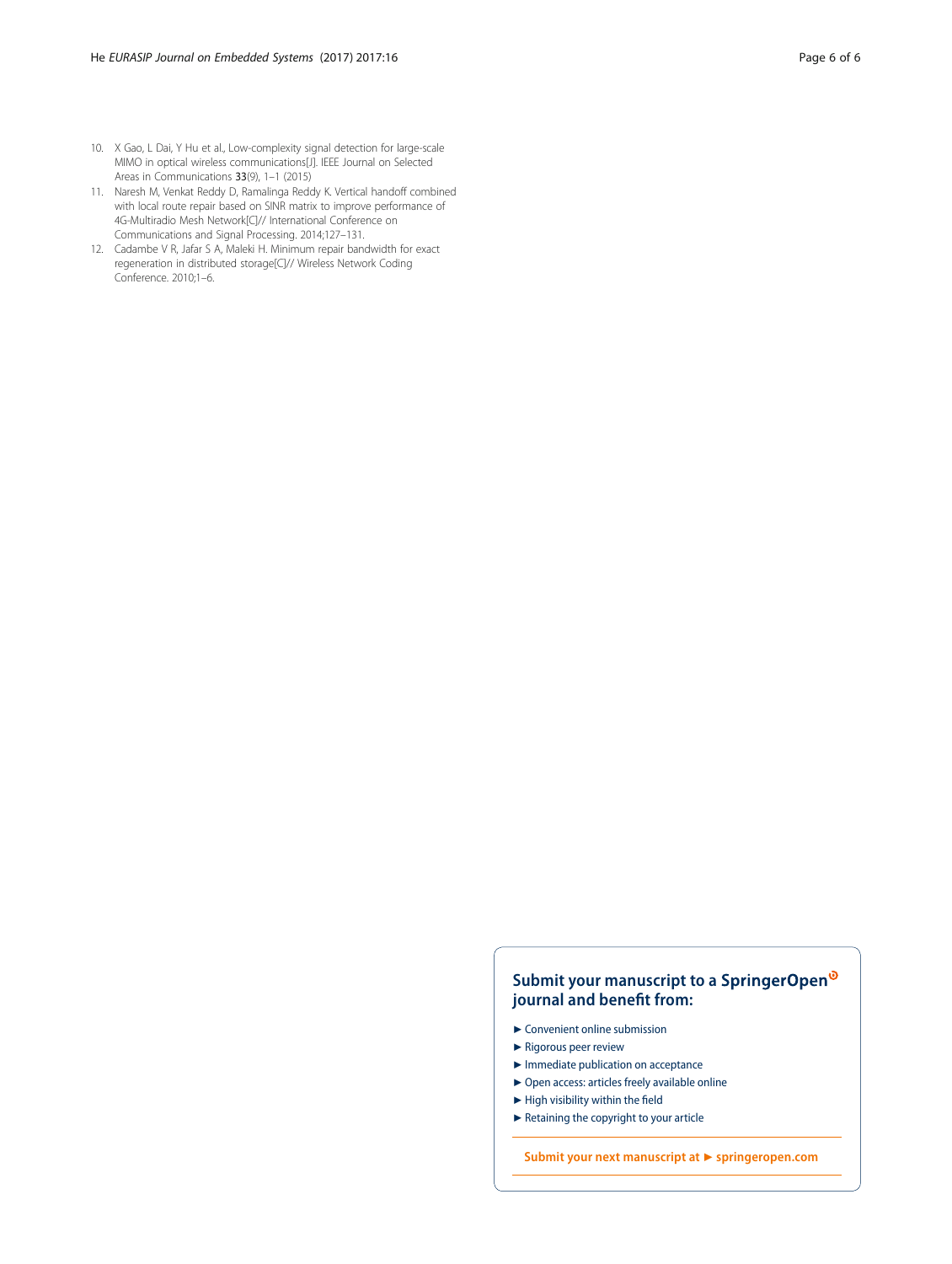10. X Gao, L Dai, Y Hu et al., Low-complexity signal detection for large-scale MIMO in optical wireless communications[J]. IEEE Journal on Selected Areas in Communications **33**(9), 1–1 (2015)
11. Naresh M, Venkat Reddy D, Ramalinga Reddy K. Vertical handoff combined with local route repair based on SINR matrix to improve performance of 4G-Multiradio Mesh Network[C]// International Conference on Communications and Signal Processing. 2014;127–131.
12. Cadambe V R, Jafar S A, Maleki H. Minimum repair bandwidth for exact regeneration in distributed storage[C]// Wireless Network Coding Conference. 2010;1–6.

**Submit your manuscript to a SpringerOpen journal and benefit from:**

- ► Convenient online submission
- ► Rigorous peer review
- ► Immediate publication on acceptance
- ► Open access: articles freely available online
- ► High visibility within the field
- ► Retaining the copyright to your article

**Submit your next manuscript at ► springeropen.com**